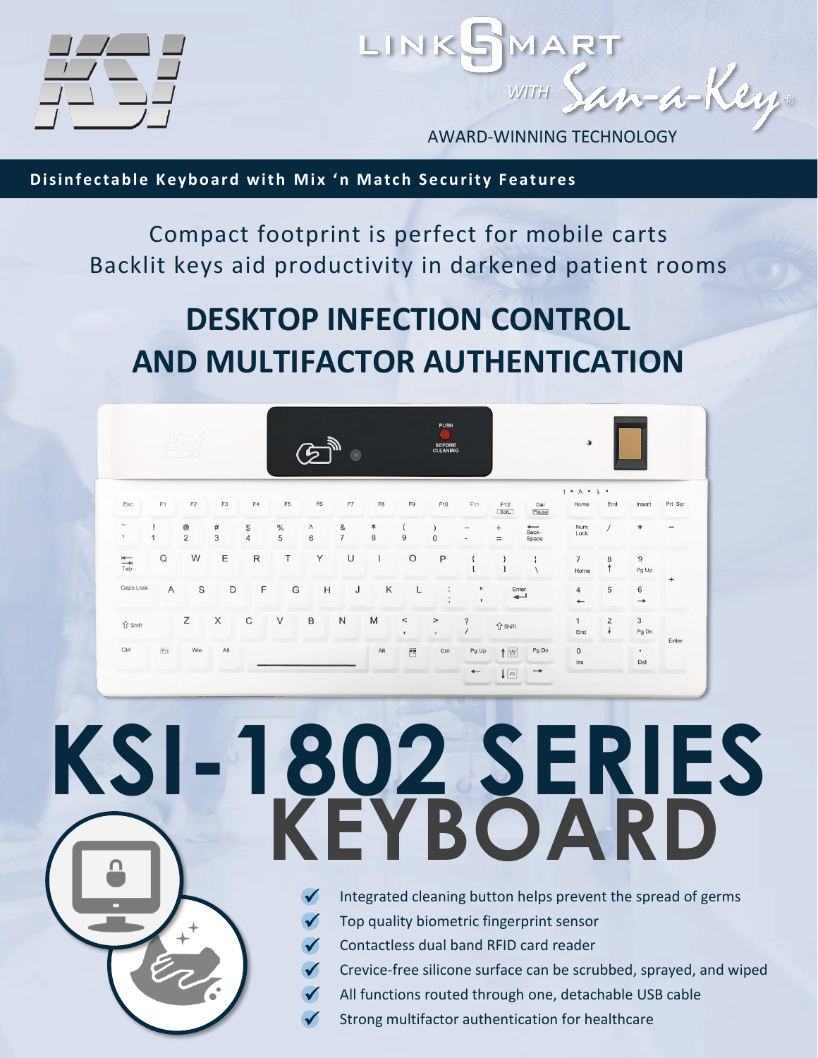LINKSMART *WITH* San-a-Key®

AWARD-WINNING TECHNOLOGY

**Disinfectable Keyboard with Mix 'n Match Security Features**

Compact footprint is perfect for mobile carts
Backlit keys aid productivity in darkened patient rooms

# DESKTOP INFECTION CONTROL AND MULTIFACTOR AUTHENTICATION

# KSI-1802 SERIES KEYBOARD

- Integrated cleaning button helps prevent the spread of germs
- Top quality biometric fingerprint sensor
- Contactless dual band RFID card reader
- Crevice-free silicone surface can be scrubbed, sprayed, and wiped
- All functions routed through one, detachable USB cable
- Strong multifactor authentication for healthcare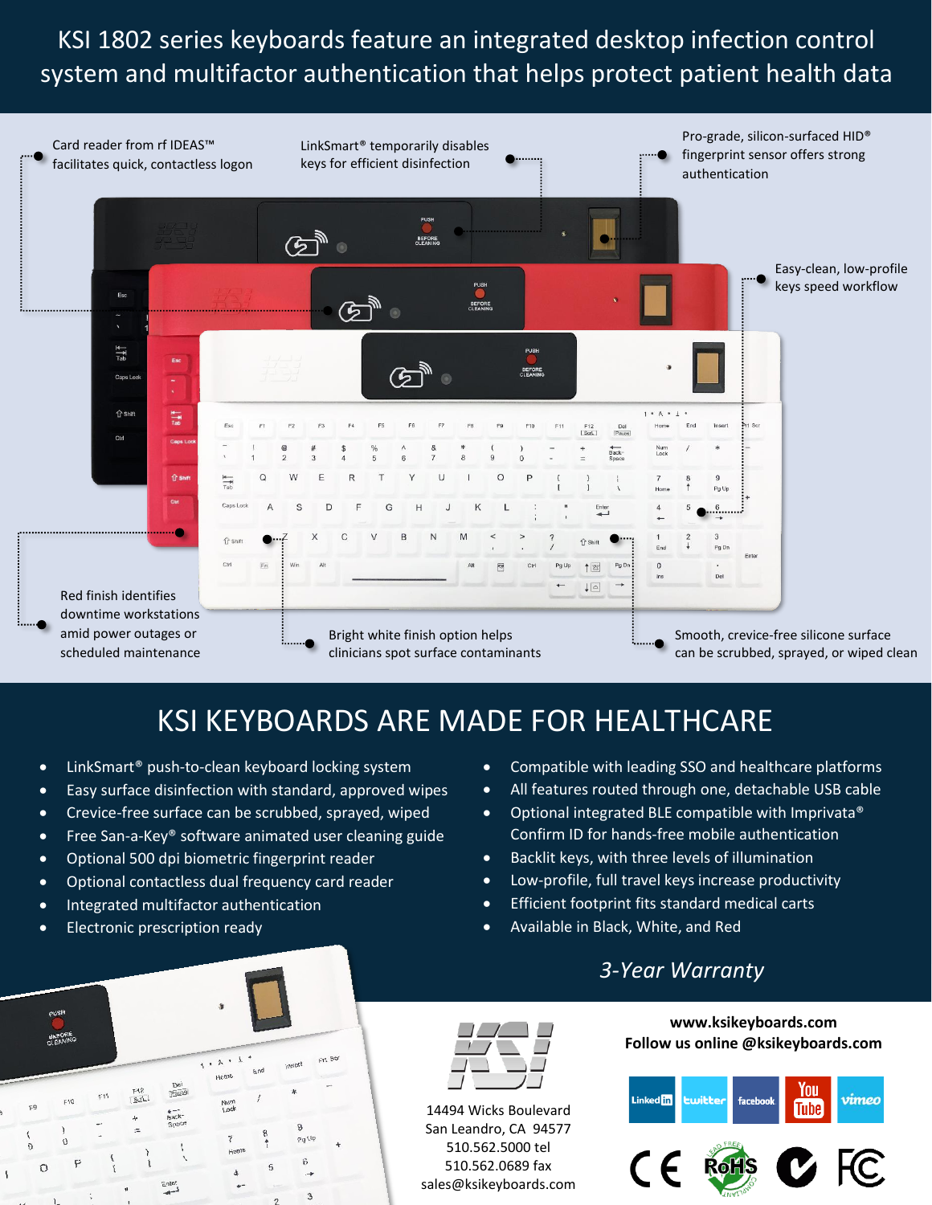# KSI 1802 series keyboards feature an integrated desktop infection control system and multifactor authentication that helps protect patient health data

Card reader from rf IDEAS™ facilitates quick, contactless logon

LinkSmart® temporarily disables keys for efficient disinfection

Pro-grade, silicon-surfaced HID® fingerprint sensor offers strong authentication

Easy-clean, low-profile keys speed workflow

Red finish identifies downtime workstations amid power outages or scheduled maintenance

Bright white finish option helps clinicians spot surface contaminants

Smooth, crevice-free silicone surface can be scrubbed, sprayed, or wiped clean

## KSI KEYBOARDS ARE MADE FOR HEALTHCARE

- LinkSmart® push-to-clean keyboard locking system
- Easy surface disinfection with standard, approved wipes
- Crevice-free surface can be scrubbed, sprayed, wiped
- Free San-a-Key® software animated user cleaning guide
- Optional 500 dpi biometric fingerprint reader
- Optional contactless dual frequency card reader
- Integrated multifactor authentication
- Electronic prescription ready
- Compatible with leading SSO and healthcare platforms
- All features routed through one, detachable USB cable
- Optional integrated BLE compatible with Imprivata® Confirm ID for hands-free mobile authentication
- Backlit keys, with three levels of illumination
- Low-profile, full travel keys increase productivity
- Efficient footprint fits standard medical carts
- Available in Black, White, and Red

*3-Year Warranty*

14494 Wicks Boulevard
San Leandro, CA 94577
510.562.5000 tel
510.562.0689 fax
sales@ksikeyboards.com

**www.ksikeyboards.com**
**Follow us online @ksikeyboards.com**